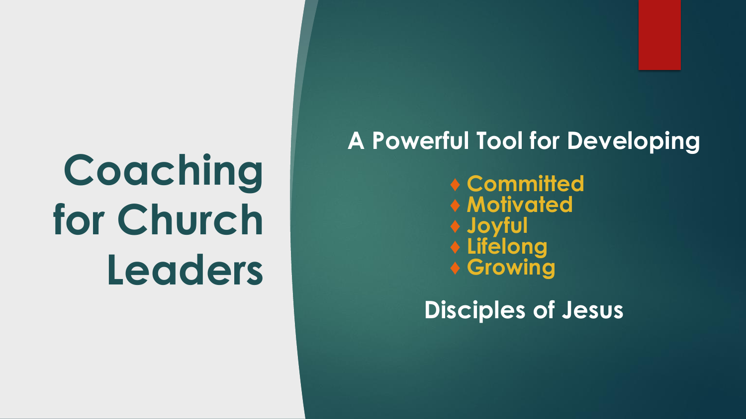# Coaching for Church Leaders

## A Powerful Tool for Developing

- ♦ Committed
- ♦ Motivated
- ♦ Joyful
- ♦ Lifelong
- ♦ Growing

## Disciples of Jesus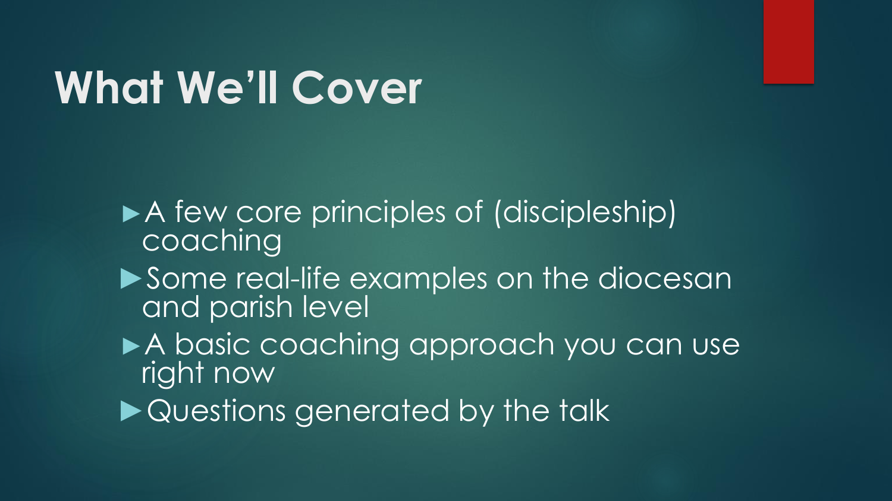# What We'll Cover

- A few core principles of (discipleship) coaching
- Some real-life examples on the diocesan and parish level
- A basic coaching approach you can use right now
- Questions generated by the talk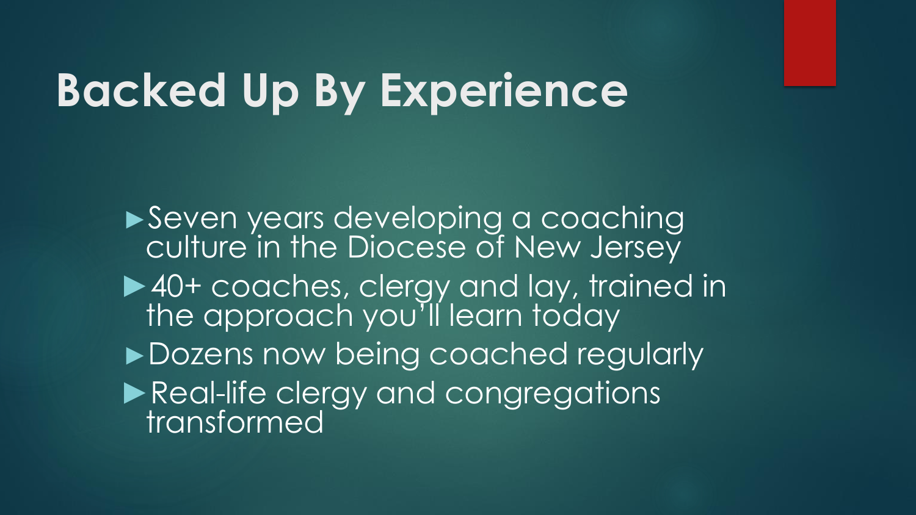# Backed Up By Experience

- Seven years developing a coaching culture in the Diocese of New Jersey
- 40+ coaches, clergy and lay, trained in the approach you'll learn today
- Dozens now being coached regularly
- Real-life clergy and congregations transformed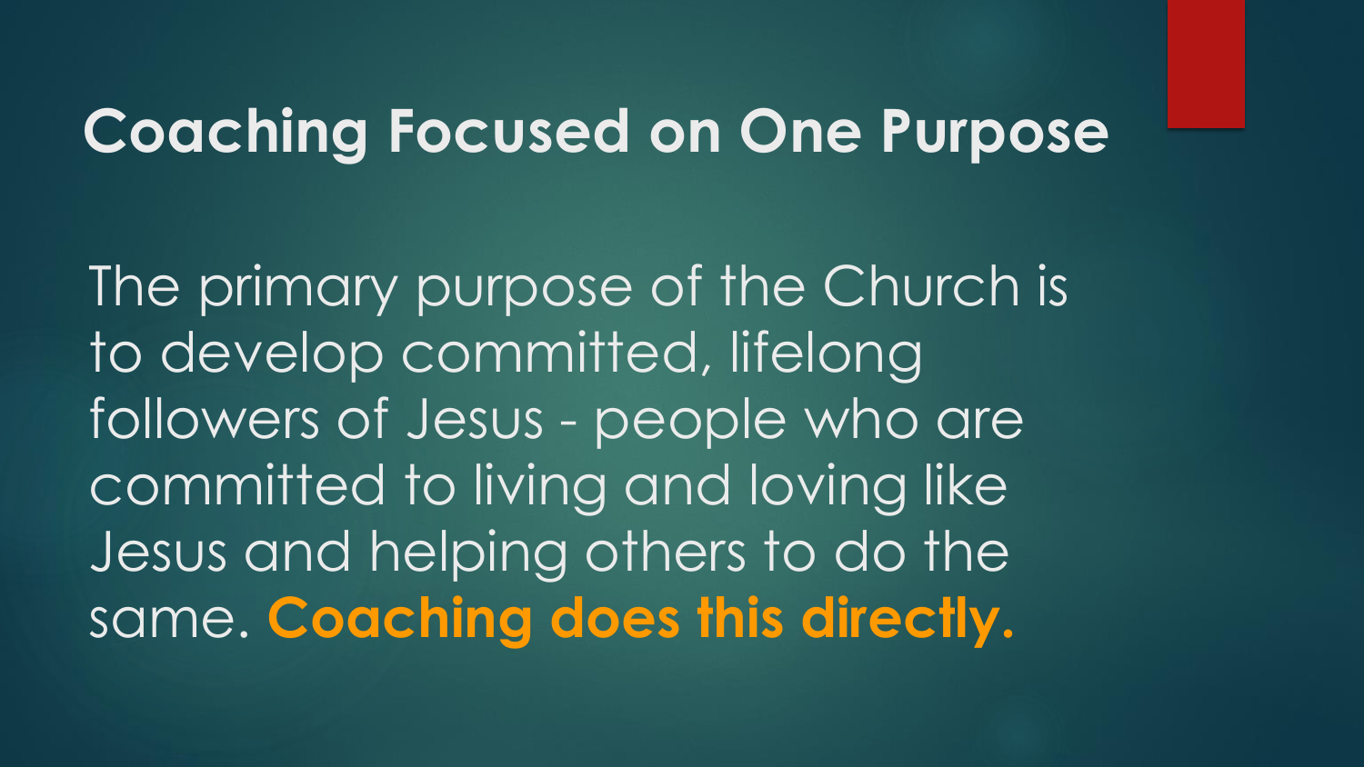# Coaching Focused on One Purpose

The primary purpose of the Church is to develop committed, lifelong followers of Jesus - people who are committed to living and loving like Jesus and helping others to do the same. **Coaching does this directly.**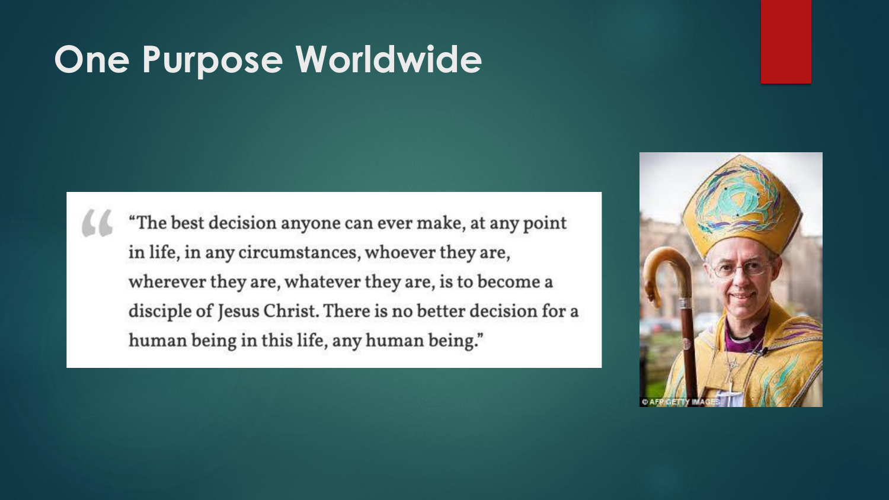# One Purpose Worldwide

> "The best decision anyone can ever make, at any point in life, in any circumstances, whoever they are, wherever they are, whatever they are, is to become a disciple of Jesus Christ. There is no better decision for a human being in this life, any human being."

© AFP/GETTY IMAGES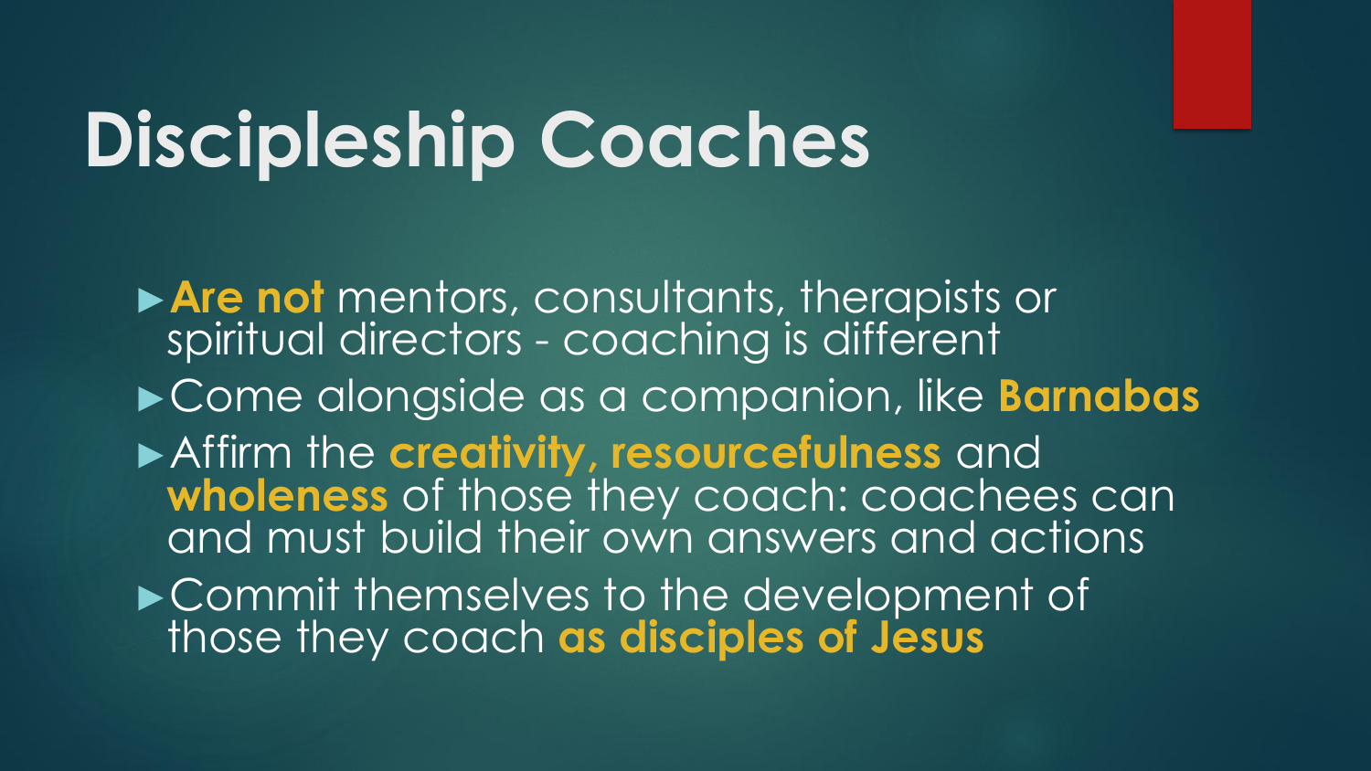# Discipleship Coaches

- **Are not** mentors, consultants, therapists or spiritual directors - coaching is different
- Come alongside as a companion, like **Barnabas**
- Affirm the **creativity, resourcefulness** and **wholeness** of those they coach: coachees can and must build their own answers and actions
- Commit themselves to the development of those they coach **as disciples of Jesus**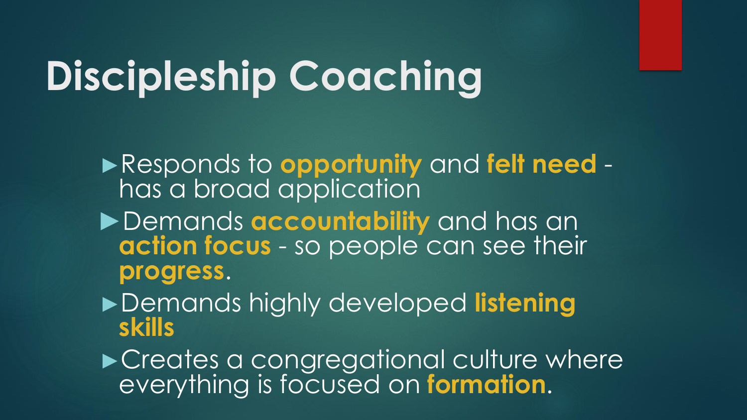# Discipleship Coaching

- Responds to **opportunity** and **felt need** - has a broad application
- Demands **accountability** and has an **action focus** - so people can see their **progress**.
- Demands highly developed **listening skills**
- Creates a congregational culture where everything is focused on **formation**.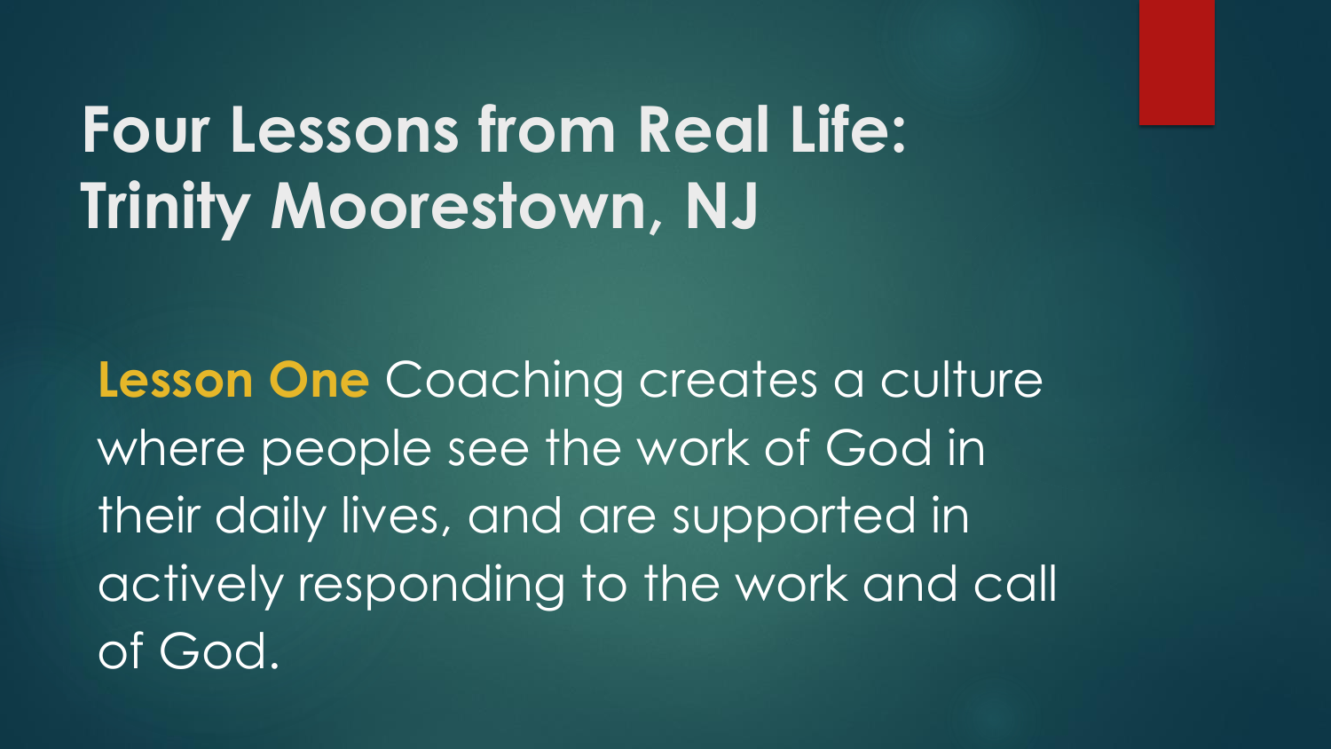# Four Lessons from Real Life: Trinity Moorestown, NJ

**Lesson One** Coaching creates a culture where people see the work of God in their daily lives, and are supported in actively responding to the work and call of God.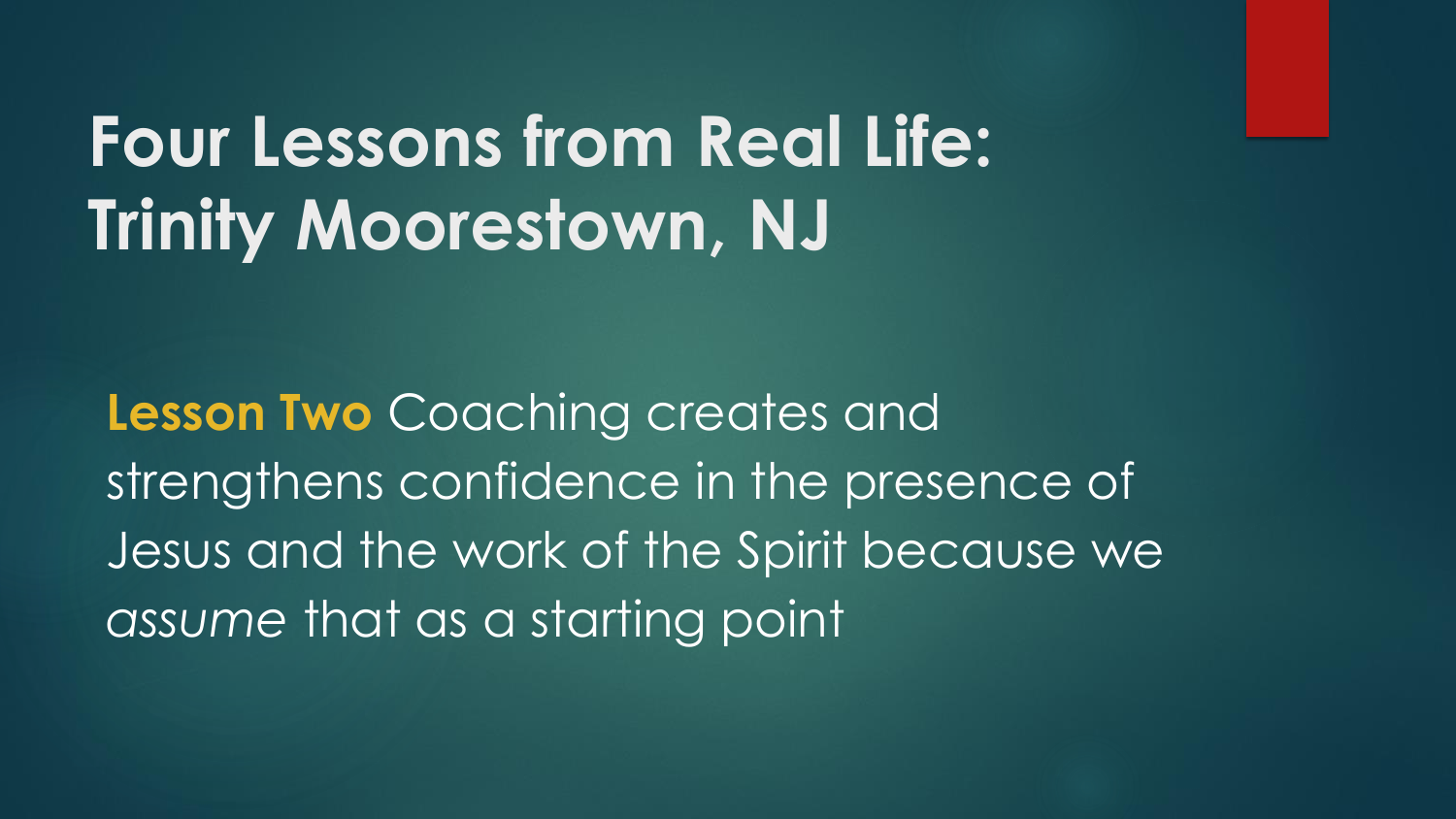# Four Lessons from Real Life: Trinity Moorestown, NJ

**Lesson Two** Coaching creates and strengthens confidence in the presence of Jesus and the work of the Spirit because we *assume* that as a starting point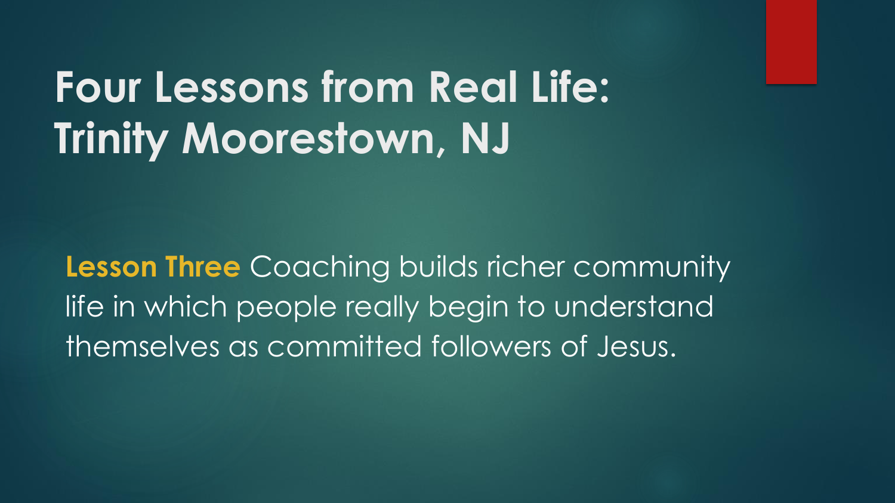# Four Lessons from Real Life: Trinity Moorestown, NJ

**Lesson Three** Coaching builds richer community life in which people really begin to understand themselves as committed followers of Jesus.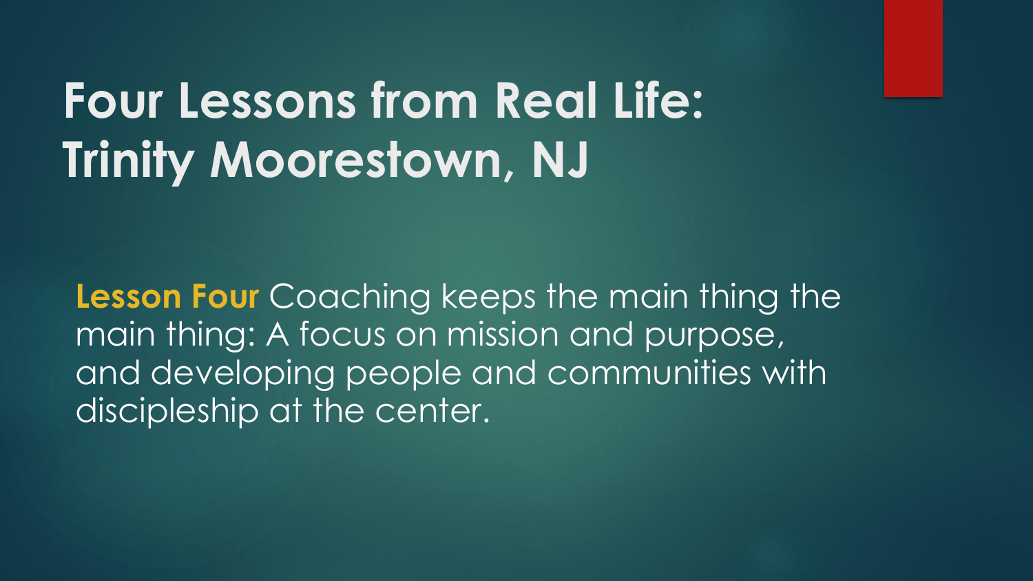# Four Lessons from Real Life: Trinity Moorestown, NJ

**Lesson Four** Coaching keeps the main thing the main thing: A focus on mission and purpose, and developing people and communities with discipleship at the center.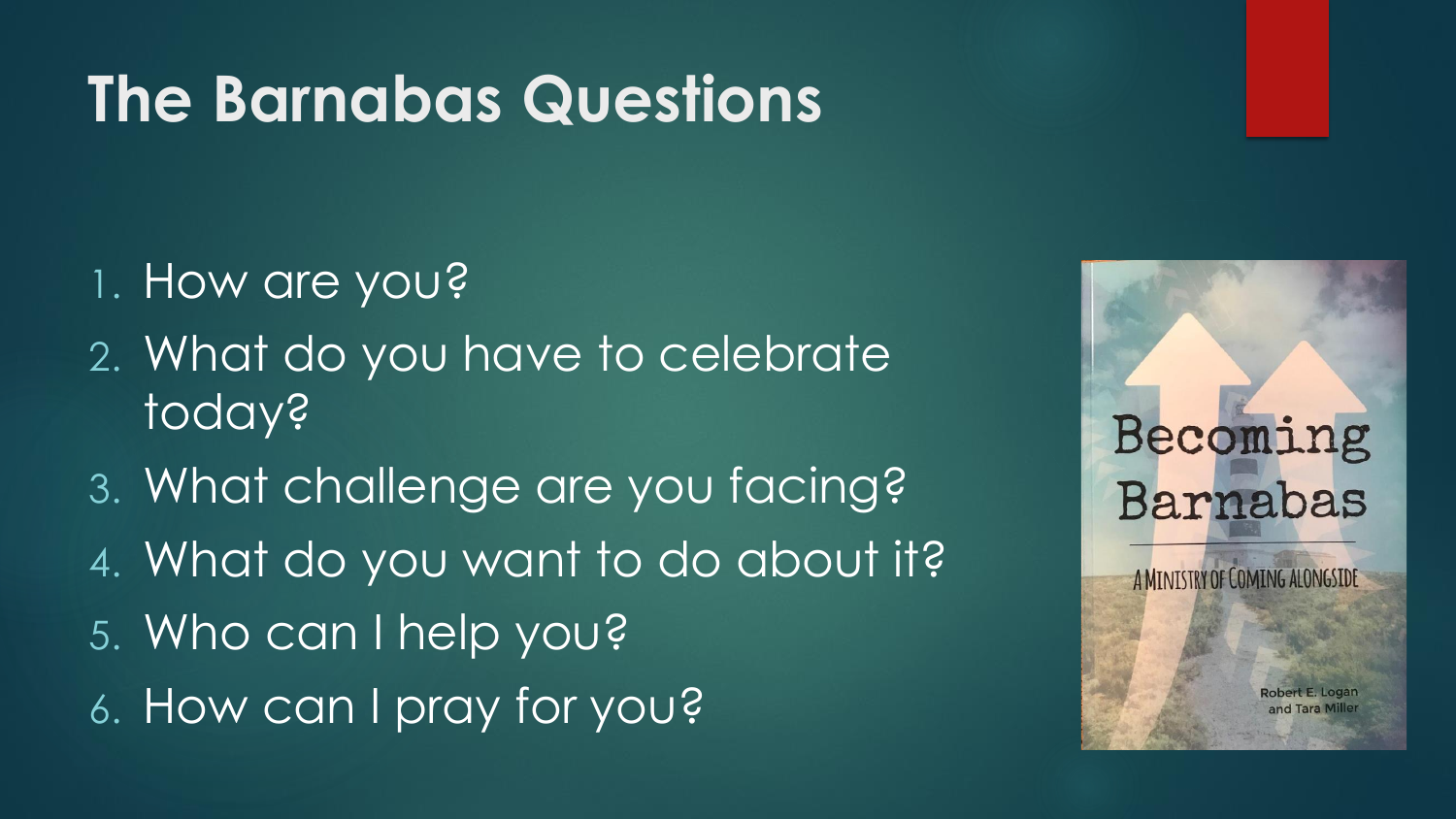# The Barnabas Questions

1. How are you?
2. What do you have to celebrate today?
3. What challenge are you facing?
4. What do you want to do about it?
5. Who can I help you?
6. How can I pray for you?

Becoming Barnabas

A MINISTRY OF COMING ALONGSIDE

Robert E. Logan and Tara Miller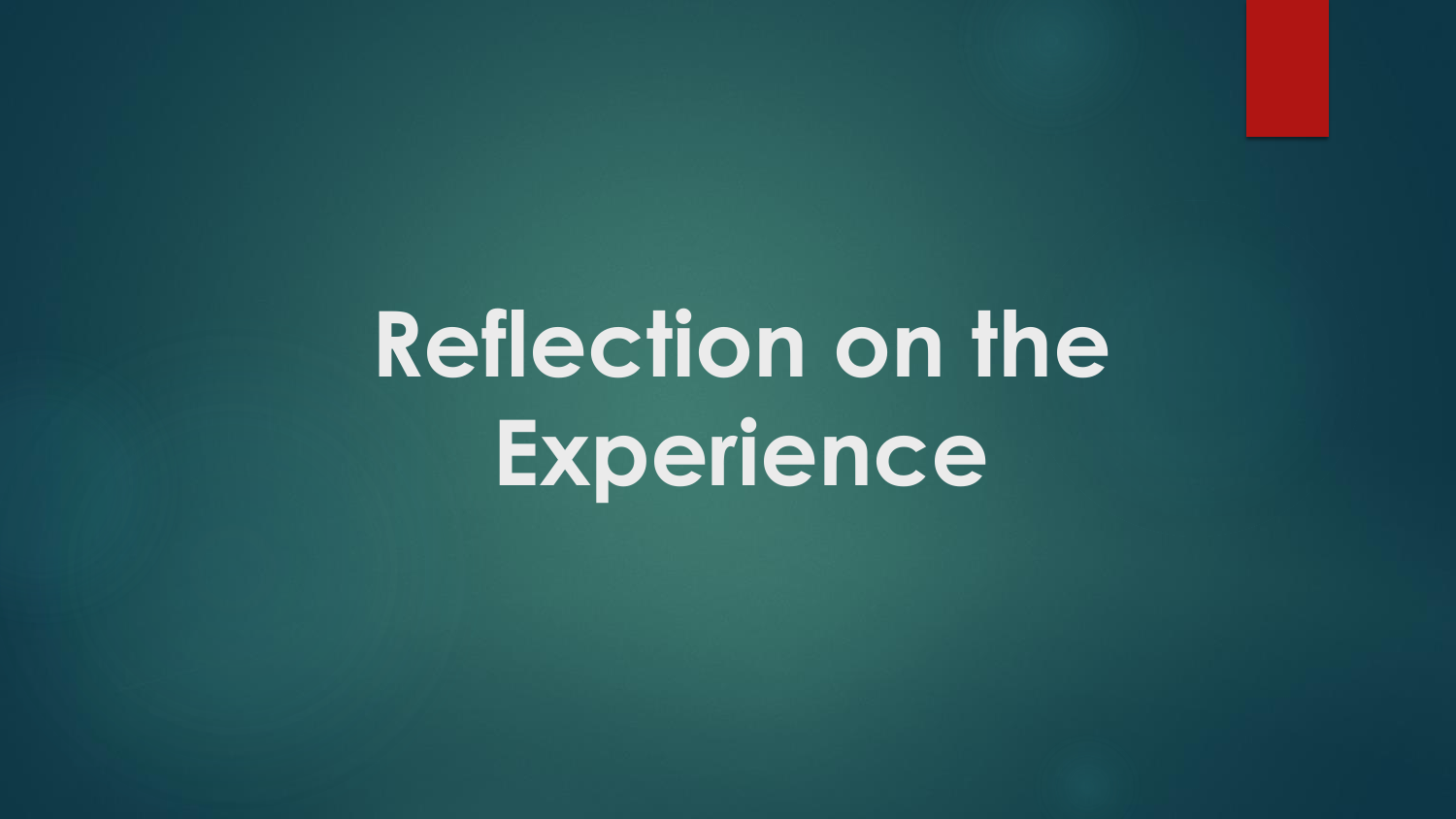# Reflection on the Experience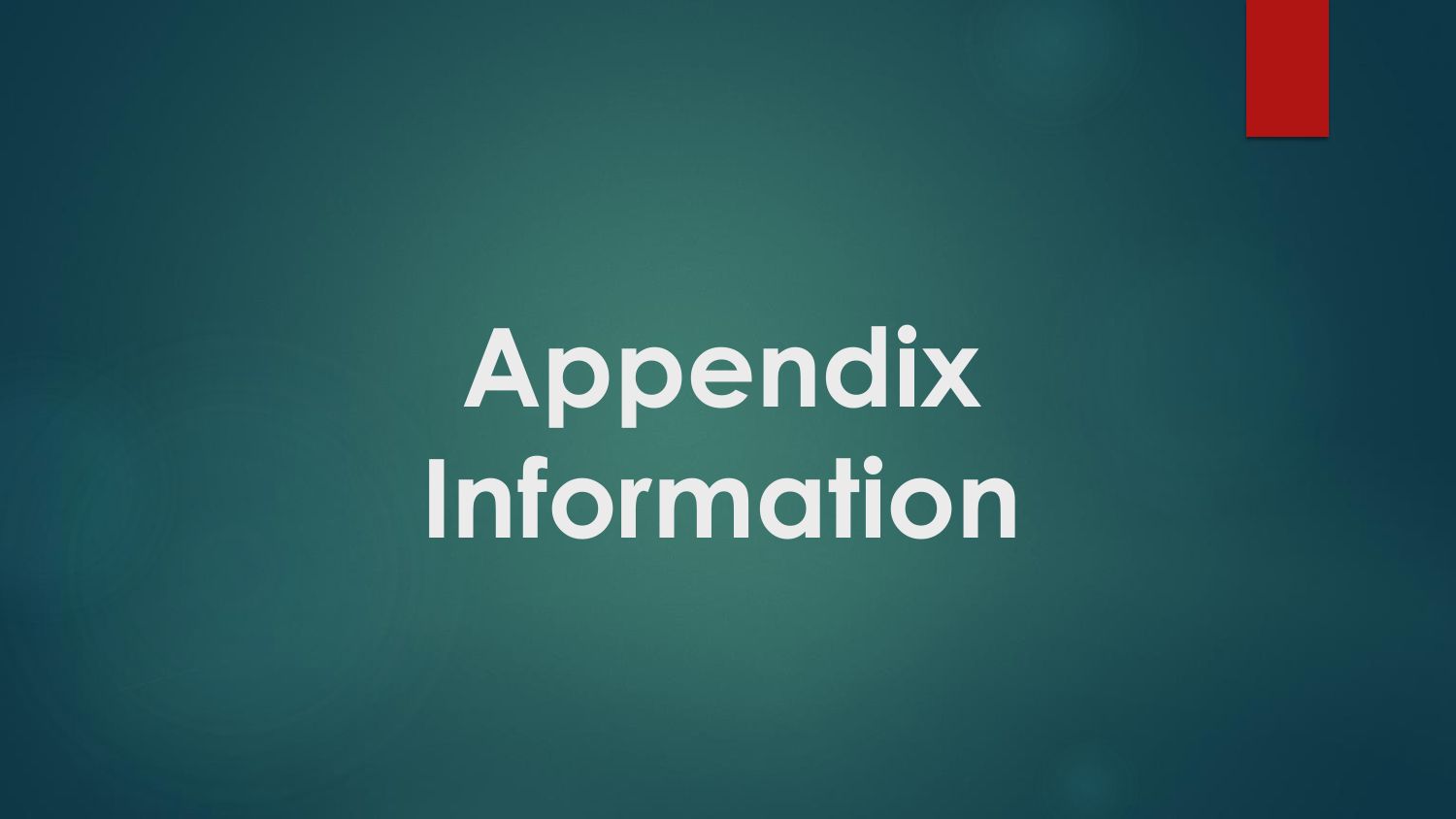# Appendix Information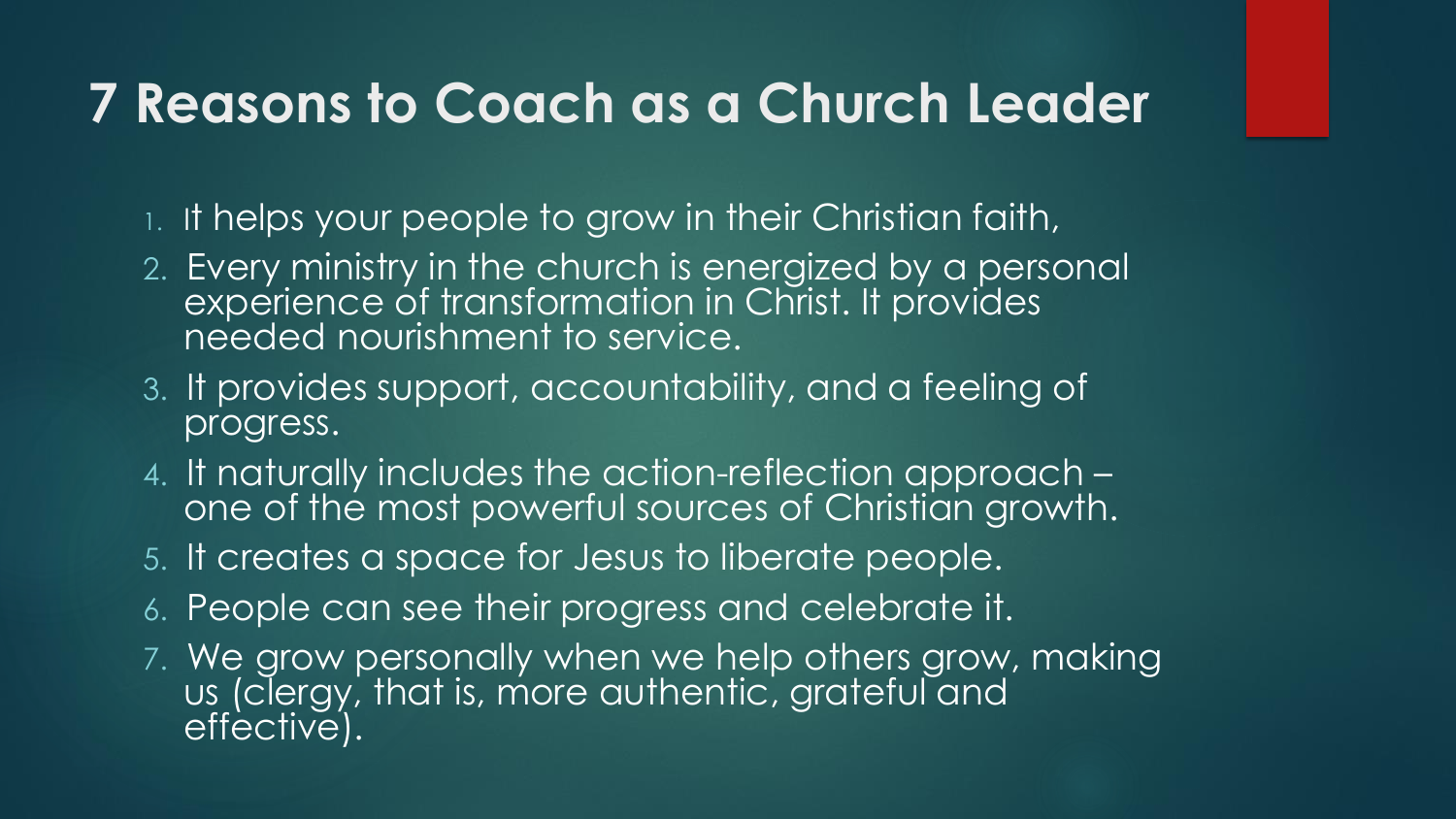# 7 Reasons to Coach as a Church Leader

1. It helps your people to grow in their Christian faith,
2. Every ministry in the church is energized by a personal experience of transformation in Christ. It provides needed nourishment to service.
3. It provides support, accountability, and a feeling of progress.
4. It naturally includes the action-reflection approach – one of the most powerful sources of Christian growth.
5. It creates a space for Jesus to liberate people.
6. People can see their progress and celebrate it.
7. We grow personally when we help others grow, making us (clergy, that is, more authentic, grateful and effective).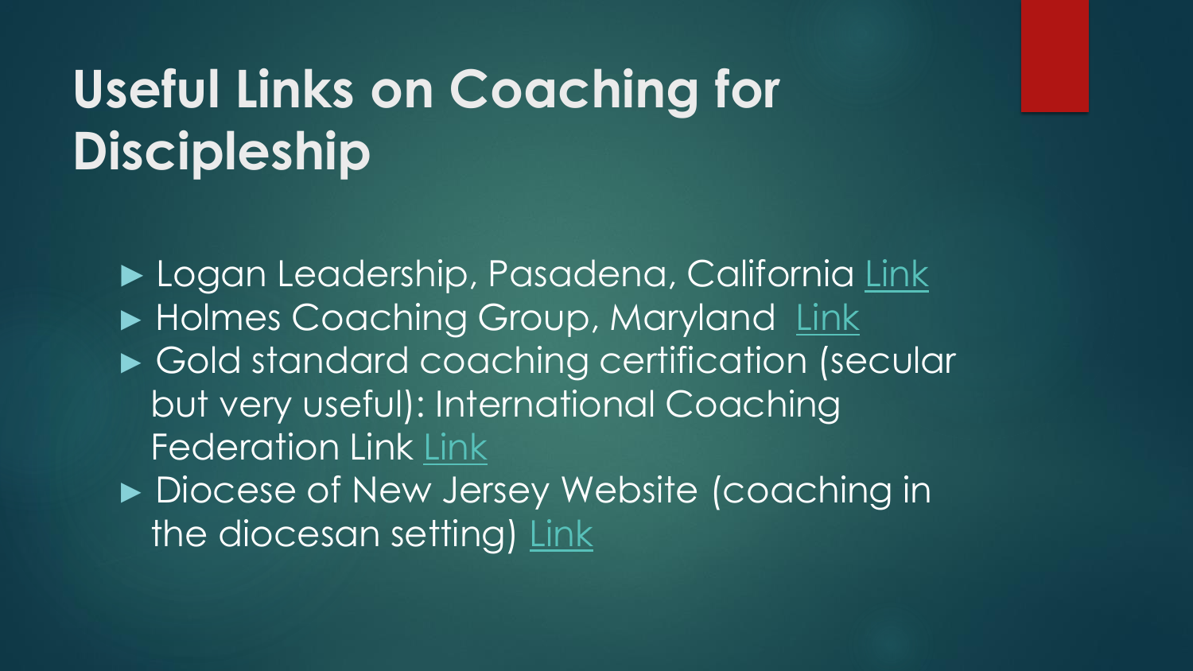# Useful Links on Coaching for Discipleship

- Logan Leadership, Pasadena, California Link
- Holmes Coaching Group, Maryland Link
- Gold standard coaching certification (secular but very useful): International Coaching Federation Link Link
- Diocese of New Jersey Website (coaching in the diocesan setting) Link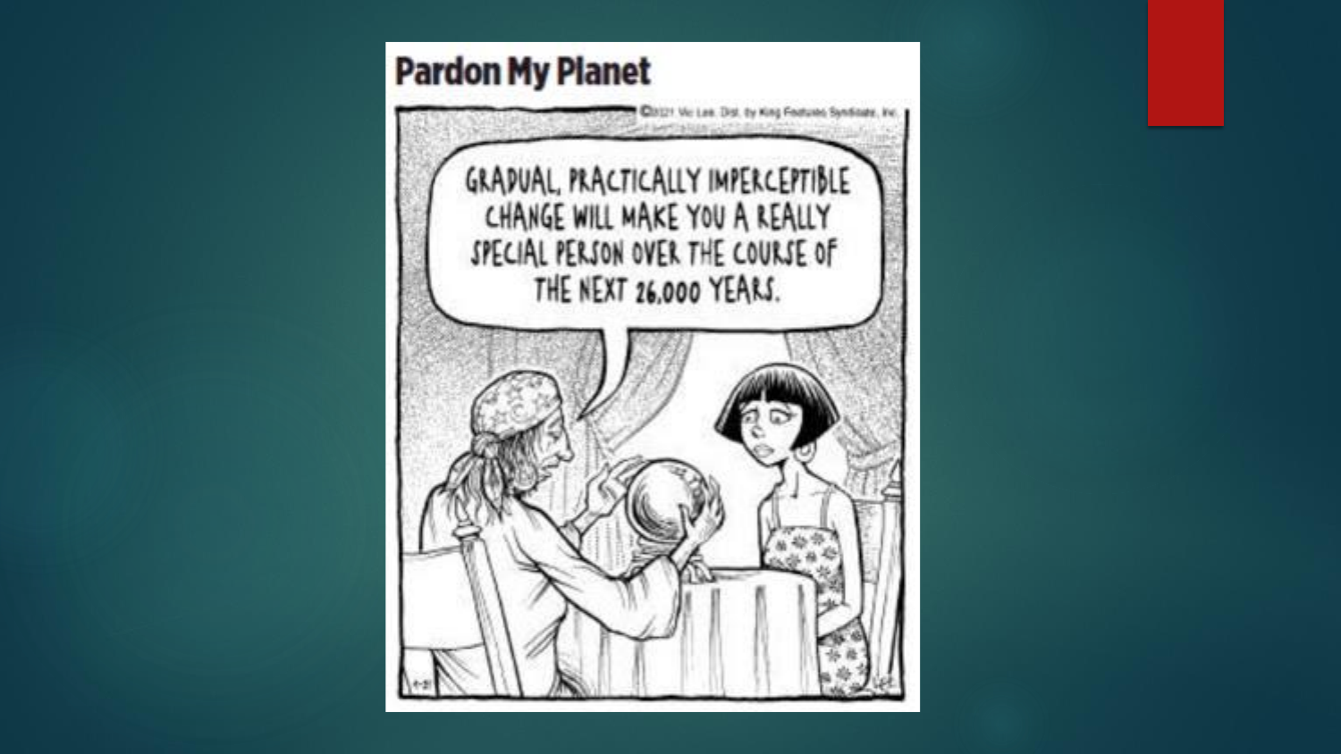# Pardon My Planet

©2021 Vic Lee. Dist. by King Features Syndicate, Inc.

GRADUAL, PRACTICALLY IMPERCEPTIBLE CHANGE WILL MAKE YOU A REALLY SPECIAL PERSON OVER THE COURSE OF THE NEXT 26,000 YEARS.